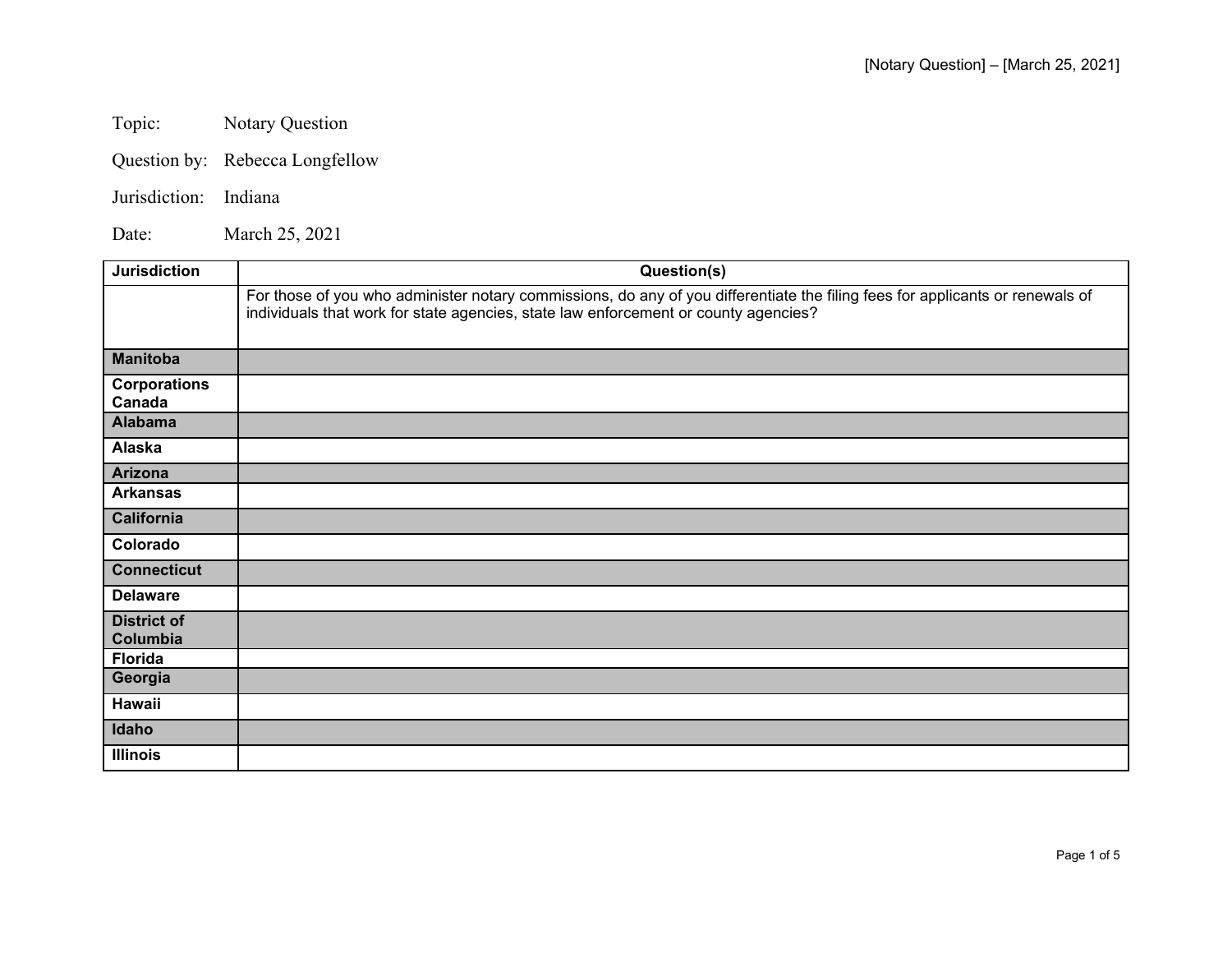Topic: Notary Question

Question by: Rebecca Longfellow

Jurisdiction: Indiana

Date: March 25, 2021

| Jurisdiction | Question(s) |
| --- | --- |
| | For those of you who administer notary commissions, do any of you differentiate the filing fees for applicants or renewals of individuals that work for state agencies, state law enforcement or county agencies? |
| **Manitoba** | |
| **Corporations Canada** | |
| **Alabama** | |
| **Alaska** | |
| **Arizona** | |
| **Arkansas** | |
| **California** | |
| **Colorado** | |
| **Connecticut** | |
| **Delaware** | |
| **District of Columbia** | |
| **Florida** | |
| **Georgia** | |
| **Hawaii** | |
| **Idaho** | |
| **Illinois** | |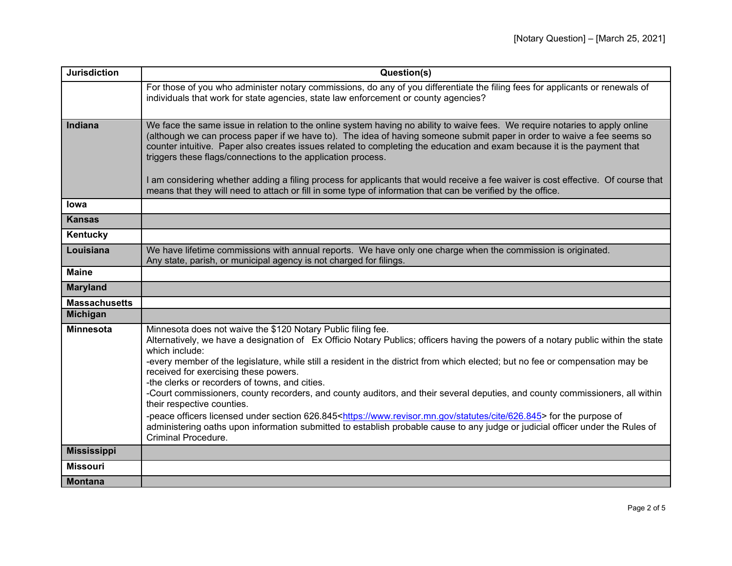| Jurisdiction | Question(s) |
|---|---|
| | For those of you who administer notary commissions, do any of you differentiate the filing fees for applicants or renewals of individuals that work for state agencies, state law enforcement or county agencies? |
| **Indiana** | We face the same issue in relation to the online system having no ability to waive fees. We require notaries to apply online (although we can process paper if we have to). The idea of having someone submit paper in order to waive a fee seems so counter intuitive. Paper also creates issues related to completing the education and exam because it is the payment that triggers these flags/connections to the application process.<br><br>I am considering whether adding a filing process for applicants that would receive a fee waiver is cost effective. Of course that means that they will need to attach or fill in some type of information that can be verified by the office. |
| **Iowa** | |
| **Kansas** | |
| **Kentucky** | |
| **Louisiana** | We have lifetime commissions with annual reports. We have only one charge when the commission is originated.<br>Any state, parish, or municipal agency is not charged for filings. |
| **Maine** | |
| **Maryland** | |
| **Massachusetts** | |
| **Michigan** | |
| **Minnesota** | Minnesota does not waive the $120 Notary Public filing fee.<br>Alternatively, we have a designation of Ex Officio Notary Publics; officers having the powers of a notary public within the state which include:<br>-every member of the legislature, while still a resident in the district from which elected; but no fee or compensation may be received for exercising these powers.<br>-the clerks or recorders of towns, and cities.<br>-Court commissioners, county recorders, and county auditors, and their several deputies, and county commissioners, all within their respective counties.<br>-peace officers licensed under section 626.845<https://www.revisor.mn.gov/statutes/cite/626.845> for the purpose of administering oaths upon information submitted to establish probable cause to any judge or judicial officer under the Rules of Criminal Procedure. |
| **Mississippi** | |
| **Missouri** | |
| **Montana** | |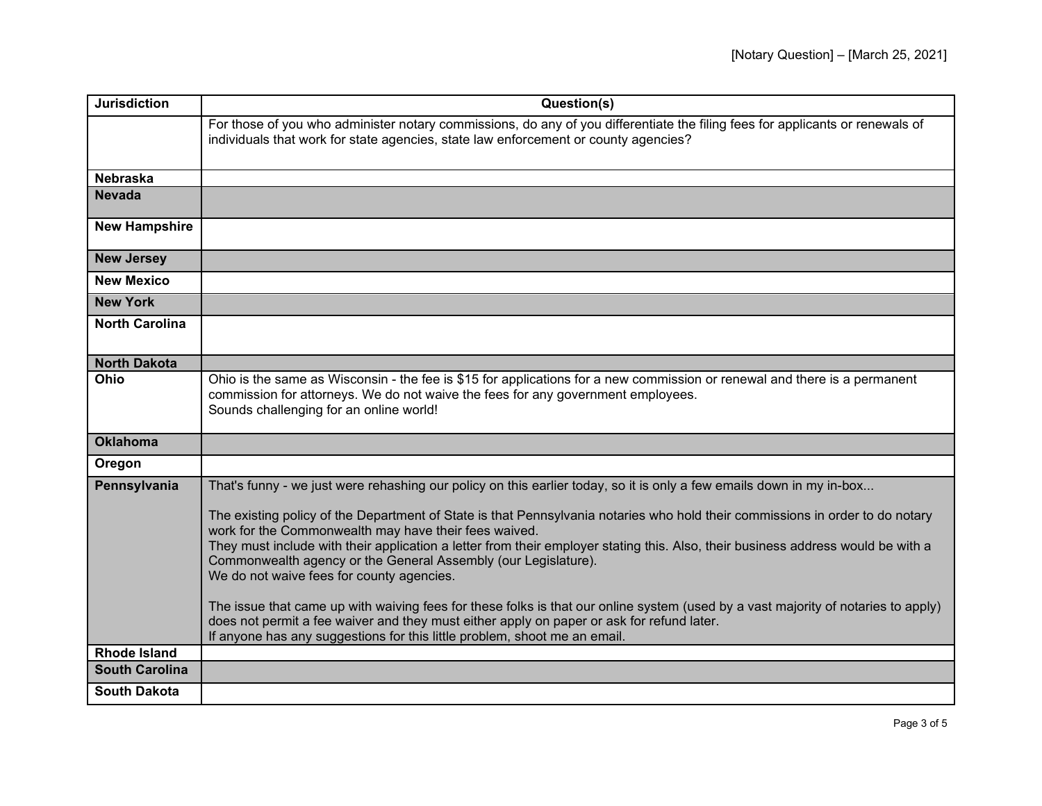| Jurisdiction | Question(s) |
|---|---|
| | For those of you who administer notary commissions, do any of you differentiate the filing fees for applicants or renewals of individuals that work for state agencies, state law enforcement or county agencies? |
| **Nebraska** | |
| **Nevada** | |
| **New Hampshire** | |
| **New Jersey** | |
| **New Mexico** | |
| **New York** | |
| **North Carolina** | |
| **North Dakota** | |
| **Ohio** | Ohio is the same as Wisconsin - the fee is $15 for applications for a new commission or renewal and there is a permanent commission for attorneys. We do not waive the fees for any government employees.<br>Sounds challenging for an online world! |
| **Oklahoma** | |
| **Oregon** | |
| **Pennsylvania** | That's funny - we just were rehashing our policy on this earlier today, so it is only a few emails down in my in-box...<br><br>The existing policy of the Department of State is that Pennsylvania notaries who hold their commissions in order to do notary work for the Commonwealth may have their fees waived.<br>They must include with their application a letter from their employer stating this. Also, their business address would be with a Commonwealth agency or the General Assembly (our Legislature).<br>We do not waive fees for county agencies.<br><br>The issue that came up with waiving fees for these folks is that our online system (used by a vast majority of notaries to apply) does not permit a fee waiver and they must either apply on paper or ask for refund later.<br>If anyone has any suggestions for this little problem, shoot me an email. |
| **Rhode Island** | |
| **South Carolina** | |
| **South Dakota** | |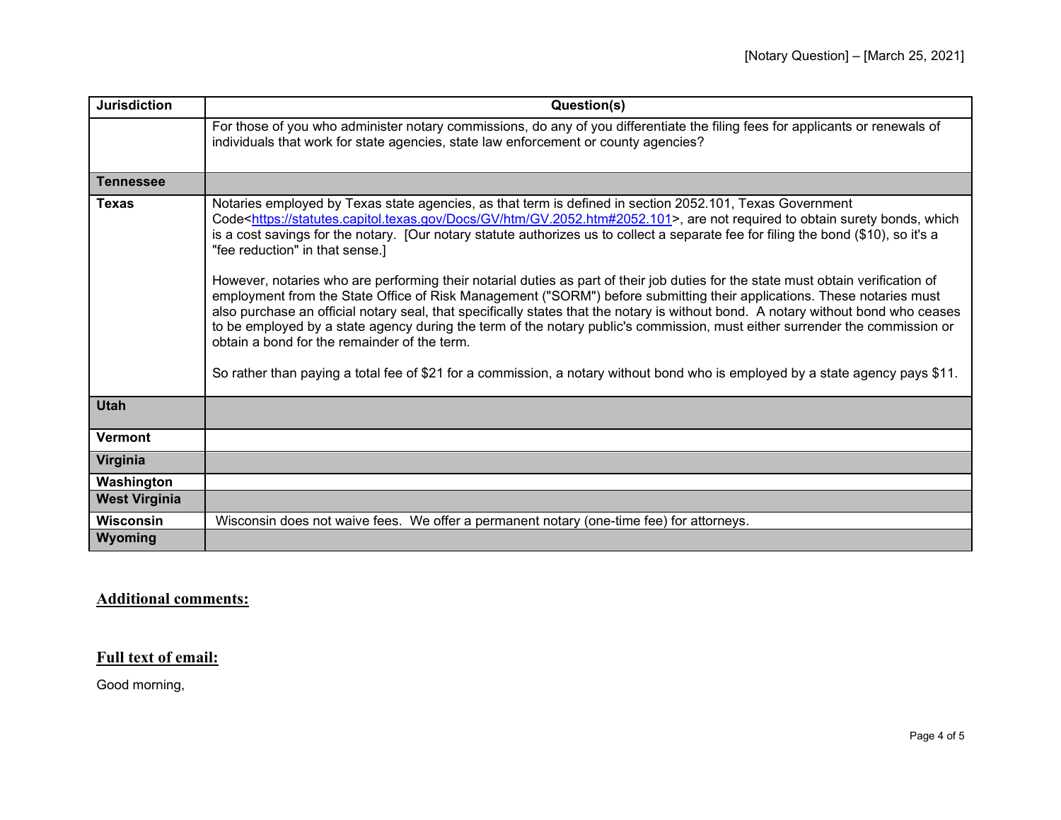| Jurisdiction | Question(s) |
| --- | --- |
| | For those of you who administer notary commissions, do any of you differentiate the filing fees for applicants or renewals of individuals that work for state agencies, state law enforcement or county agencies? |
| **Tennessee** | |
| **Texas** | Notaries employed by Texas state agencies, as that term is defined in section 2052.101, Texas Government Code<https://statutes.capitol.texas.gov/Docs/GV/htm/GV.2052.htm#2052.101>, are not required to obtain surety bonds, which is a cost savings for the notary. [Our notary statute authorizes us to collect a separate fee for filing the bond ($10), so it's a "fee reduction" in that sense.]<br><br>However, notaries who are performing their notarial duties as part of their job duties for the state must obtain verification of employment from the State Office of Risk Management ("SORM") before submitting their applications. These notaries must also purchase an official notary seal, that specifically states that the notary is without bond. A notary without bond who ceases to be employed by a state agency during the term of the notary public's commission, must either surrender the commission or obtain a bond for the remainder of the term.<br><br>So rather than paying a total fee of $21 for a commission, a notary without bond who is employed by a state agency pays $11. |
| **Utah** | |
| **Vermont** | |
| **Virginia** | |
| **Washington** | |
| **West Virginia** | |
| **Wisconsin** | Wisconsin does not waive fees. We offer a permanent notary (one-time fee) for attorneys. |
| **Wyoming** | |

## Additional comments:

## Full text of email:

Good morning,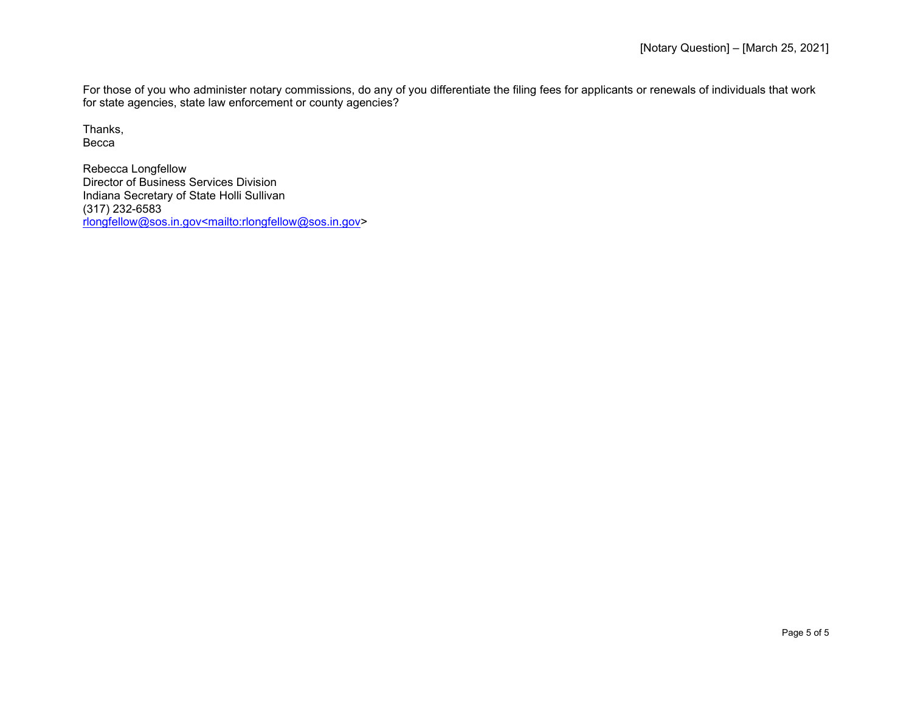For those of you who administer notary commissions, do any of you differentiate the filing fees for applicants or renewals of individuals that work for state agencies, state law enforcement or county agencies?

Thanks,
Becca

Rebecca Longfellow
Director of Business Services Division
Indiana Secretary of State Holli Sullivan
(317) 232-6583
rlongfellow@sos.in.gov<mailto:rlongfellow@sos.in.gov>